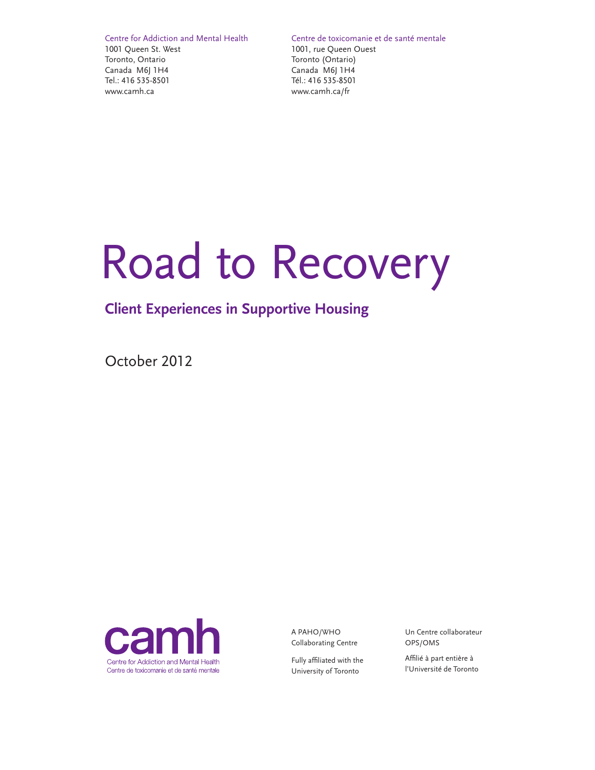Centre for Addiction and Mental Health
1001 Queen St. West
Toronto, Ontario
Canada M6J 1H4
Tel.: 416 535-8501
www.camh.ca

Centre de toxicomanie et de santé mentale
1001, rue Queen Ouest
Toronto (Ontario)
Canada M6J 1H4
Tél.: 416 535-8501
www.camh.ca/fr

# Road to Recovery

## Client Experiences in Supportive Housing

October 2012

camh
Centre for Addiction and Mental Health
Centre de toxicomanie et de santé mentale

A PAHO/WHO Collaborating Centre

Fully affiliated with the University of Toronto

Un Centre collaborateur OPS/OMS

Affilié à part entière à l'Université de Toronto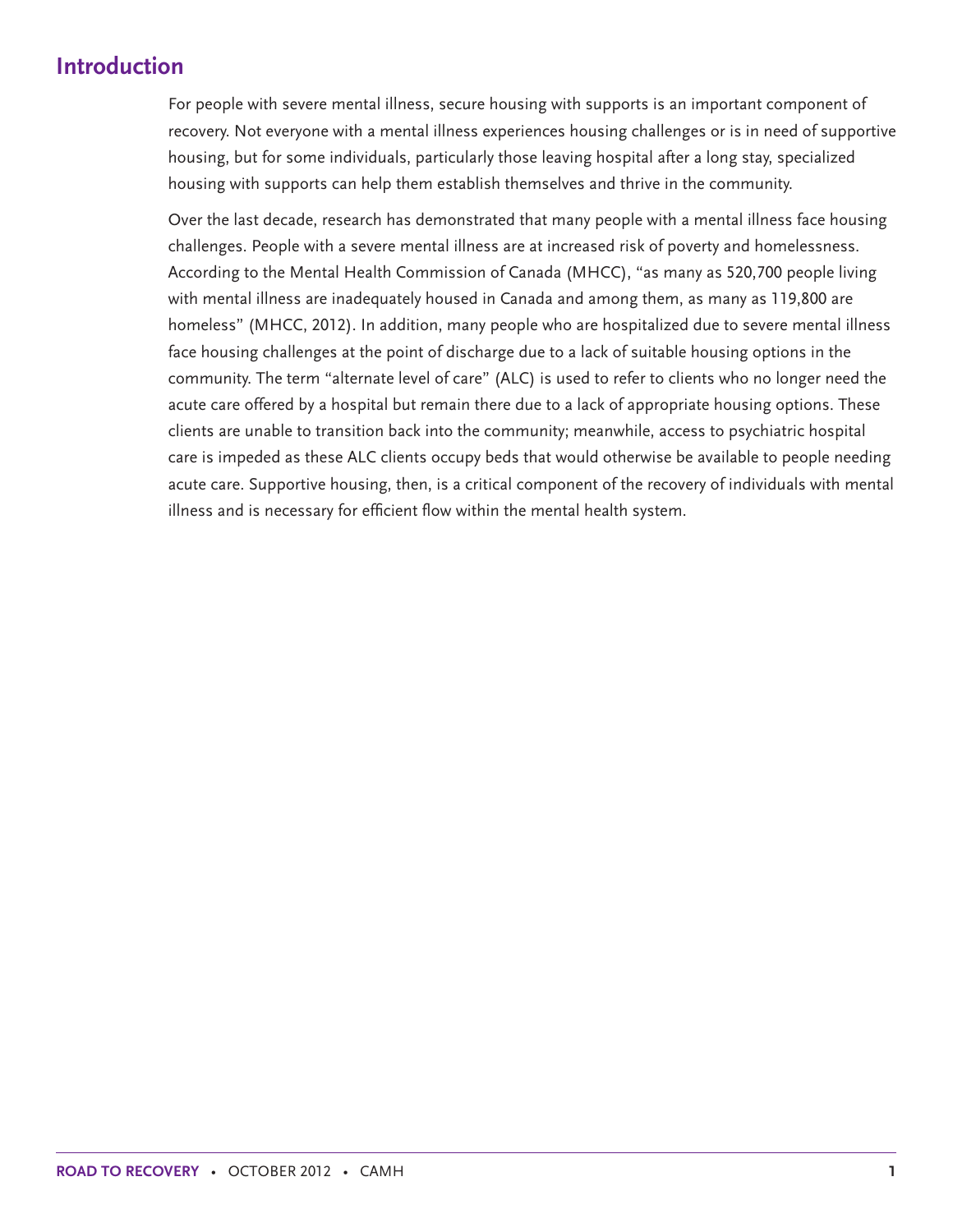## Introduction

For people with severe mental illness, secure housing with supports is an important component of recovery. Not everyone with a mental illness experiences housing challenges or is in need of supportive housing, but for some individuals, particularly those leaving hospital after a long stay, specialized housing with supports can help them establish themselves and thrive in the community.

Over the last decade, research has demonstrated that many people with a mental illness face housing challenges. People with a severe mental illness are at increased risk of poverty and homelessness. According to the Mental Health Commission of Canada (MHCC), "as many as 520,700 people living with mental illness are inadequately housed in Canada and among them, as many as 119,800 are homeless" (MHCC, 2012). In addition, many people who are hospitalized due to severe mental illness face housing challenges at the point of discharge due to a lack of suitable housing options in the community. The term "alternate level of care" (ALC) is used to refer to clients who no longer need the acute care offered by a hospital but remain there due to a lack of appropriate housing options. These clients are unable to transition back into the community; meanwhile, access to psychiatric hospital care is impeded as these ALC clients occupy beds that would otherwise be available to people needing acute care. Supportive housing, then, is a critical component of the recovery of individuals with mental illness and is necessary for efficient flow within the mental health system.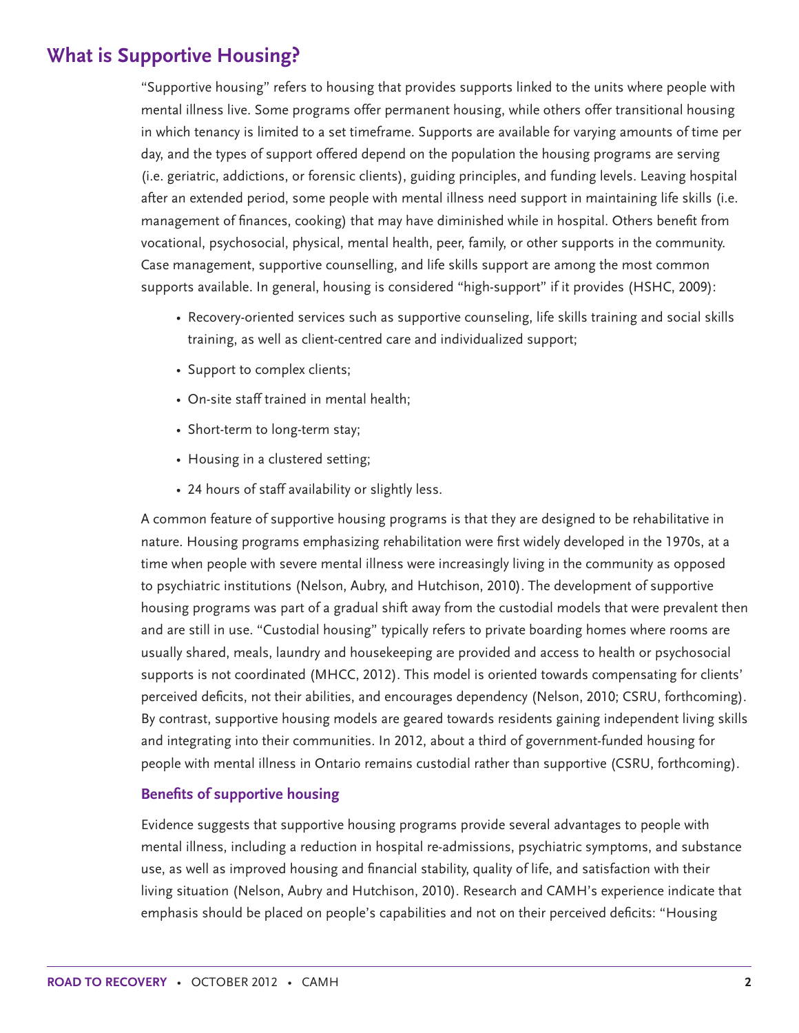## What is Supportive Housing?

"Supportive housing" refers to housing that provides supports linked to the units where people with mental illness live. Some programs offer permanent housing, while others offer transitional housing in which tenancy is limited to a set timeframe. Supports are available for varying amounts of time per day, and the types of support offered depend on the population the housing programs are serving (i.e. geriatric, addictions, or forensic clients), guiding principles, and funding levels. Leaving hospital after an extended period, some people with mental illness need support in maintaining life skills (i.e. management of finances, cooking) that may have diminished while in hospital. Others benefit from vocational, psychosocial, physical, mental health, peer, family, or other supports in the community. Case management, supportive counselling, and life skills support are among the most common supports available. In general, housing is considered "high-support" if it provides (HSHC, 2009):

- Recovery-oriented services such as supportive counseling, life skills training and social skills training, as well as client-centred care and individualized support;
- Support to complex clients;
- On-site staff trained in mental health;
- Short-term to long-term stay;
- Housing in a clustered setting;
- 24 hours of staff availability or slightly less.

A common feature of supportive housing programs is that they are designed to be rehabilitative in nature. Housing programs emphasizing rehabilitation were first widely developed in the 1970s, at a time when people with severe mental illness were increasingly living in the community as opposed to psychiatric institutions (Nelson, Aubry, and Hutchison, 2010). The development of supportive housing programs was part of a gradual shift away from the custodial models that were prevalent then and are still in use. "Custodial housing" typically refers to private boarding homes where rooms are usually shared, meals, laundry and housekeeping are provided and access to health or psychosocial supports is not coordinated (MHCC, 2012). This model is oriented towards compensating for clients' perceived deficits, not their abilities, and encourages dependency (Nelson, 2010; CSRU, forthcoming). By contrast, supportive housing models are geared towards residents gaining independent living skills and integrating into their communities. In 2012, about a third of government-funded housing for people with mental illness in Ontario remains custodial rather than supportive (CSRU, forthcoming).

### Benefits of supportive housing

Evidence suggests that supportive housing programs provide several advantages to people with mental illness, including a reduction in hospital re-admissions, psychiatric symptoms, and substance use, as well as improved housing and financial stability, quality of life, and satisfaction with their living situation (Nelson, Aubry and Hutchison, 2010). Research and CAMH's experience indicate that emphasis should be placed on people's capabilities and not on their perceived deficits: "Housing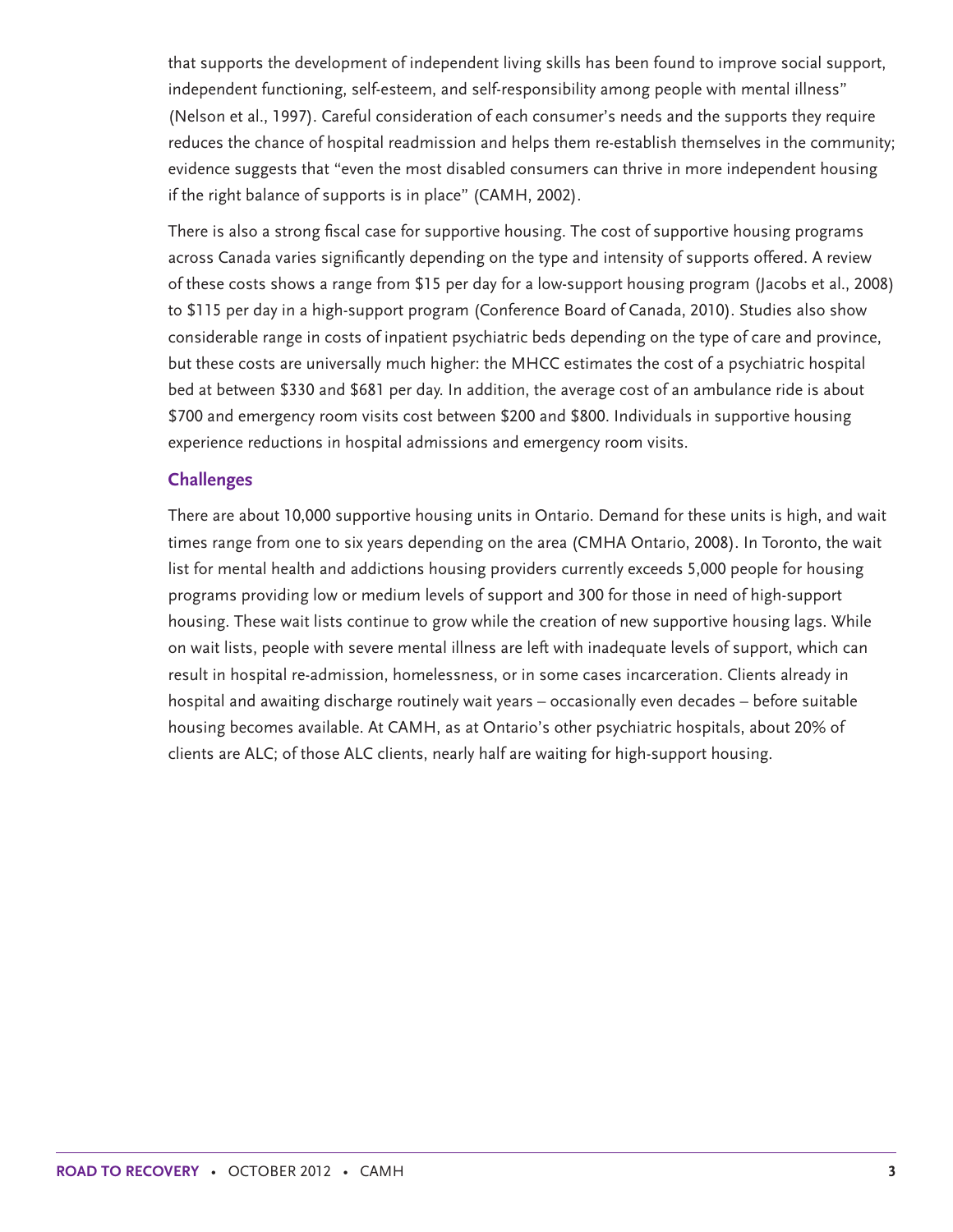that supports the development of independent living skills has been found to improve social support, independent functioning, self-esteem, and self-responsibility among people with mental illness" (Nelson et al., 1997). Careful consideration of each consumer's needs and the supports they require reduces the chance of hospital readmission and helps them re-establish themselves in the community; evidence suggests that "even the most disabled consumers can thrive in more independent housing if the right balance of supports is in place" (CAMH, 2002).

There is also a strong fiscal case for supportive housing. The cost of supportive housing programs across Canada varies significantly depending on the type and intensity of supports offered. A review of these costs shows a range from $15 per day for a low-support housing program (Jacobs et al., 2008) to $115 per day in a high-support program (Conference Board of Canada, 2010). Studies also show considerable range in costs of inpatient psychiatric beds depending on the type of care and province, but these costs are universally much higher: the MHCC estimates the cost of a psychiatric hospital bed at between $330 and $681 per day. In addition, the average cost of an ambulance ride is about $700 and emergency room visits cost between $200 and $800. Individuals in supportive housing experience reductions in hospital admissions and emergency room visits.

### Challenges

There are about 10,000 supportive housing units in Ontario. Demand for these units is high, and wait times range from one to six years depending on the area (CMHA Ontario, 2008). In Toronto, the wait list for mental health and addictions housing providers currently exceeds 5,000 people for housing programs providing low or medium levels of support and 300 for those in need of high-support housing. These wait lists continue to grow while the creation of new supportive housing lags. While on wait lists, people with severe mental illness are left with inadequate levels of support, which can result in hospital re-admission, homelessness, or in some cases incarceration. Clients already in hospital and awaiting discharge routinely wait years – occasionally even decades – before suitable housing becomes available. At CAMH, as at Ontario's other psychiatric hospitals, about 20% of clients are ALC; of those ALC clients, nearly half are waiting for high-support housing.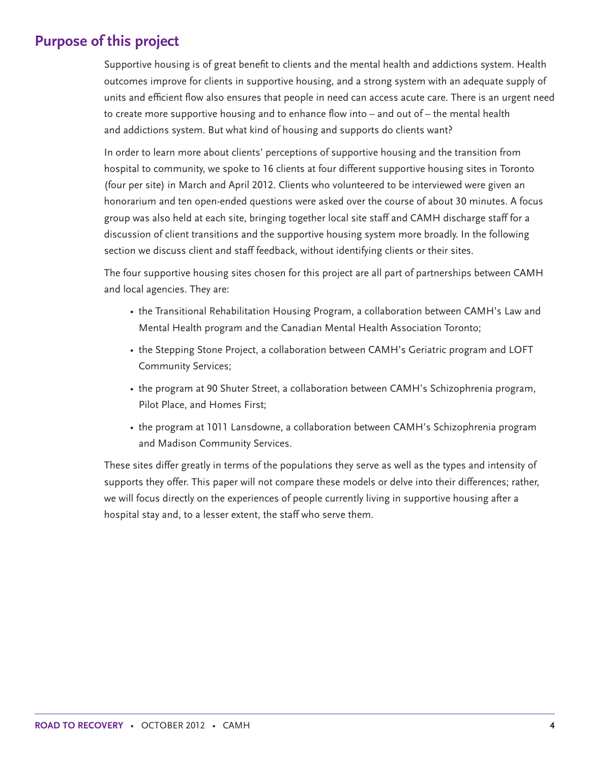## Purpose of this project

Supportive housing is of great benefit to clients and the mental health and addictions system. Health outcomes improve for clients in supportive housing, and a strong system with an adequate supply of units and efficient flow also ensures that people in need can access acute care. There is an urgent need to create more supportive housing and to enhance flow into – and out of – the mental health and addictions system. But what kind of housing and supports do clients want?

In order to learn more about clients' perceptions of supportive housing and the transition from hospital to community, we spoke to 16 clients at four different supportive housing sites in Toronto (four per site) in March and April 2012. Clients who volunteered to be interviewed were given an honorarium and ten open-ended questions were asked over the course of about 30 minutes. A focus group was also held at each site, bringing together local site staff and CAMH discharge staff for a discussion of client transitions and the supportive housing system more broadly. In the following section we discuss client and staff feedback, without identifying clients or their sites.

The four supportive housing sites chosen for this project are all part of partnerships between CAMH and local agencies. They are:

- the Transitional Rehabilitation Housing Program, a collaboration between CAMH's Law and Mental Health program and the Canadian Mental Health Association Toronto;
- the Stepping Stone Project, a collaboration between CAMH's Geriatric program and LOFT Community Services;
- the program at 90 Shuter Street, a collaboration between CAMH's Schizophrenia program, Pilot Place, and Homes First;
- the program at 1011 Lansdowne, a collaboration between CAMH's Schizophrenia program and Madison Community Services.

These sites differ greatly in terms of the populations they serve as well as the types and intensity of supports they offer. This paper will not compare these models or delve into their differences; rather, we will focus directly on the experiences of people currently living in supportive housing after a hospital stay and, to a lesser extent, the staff who serve them.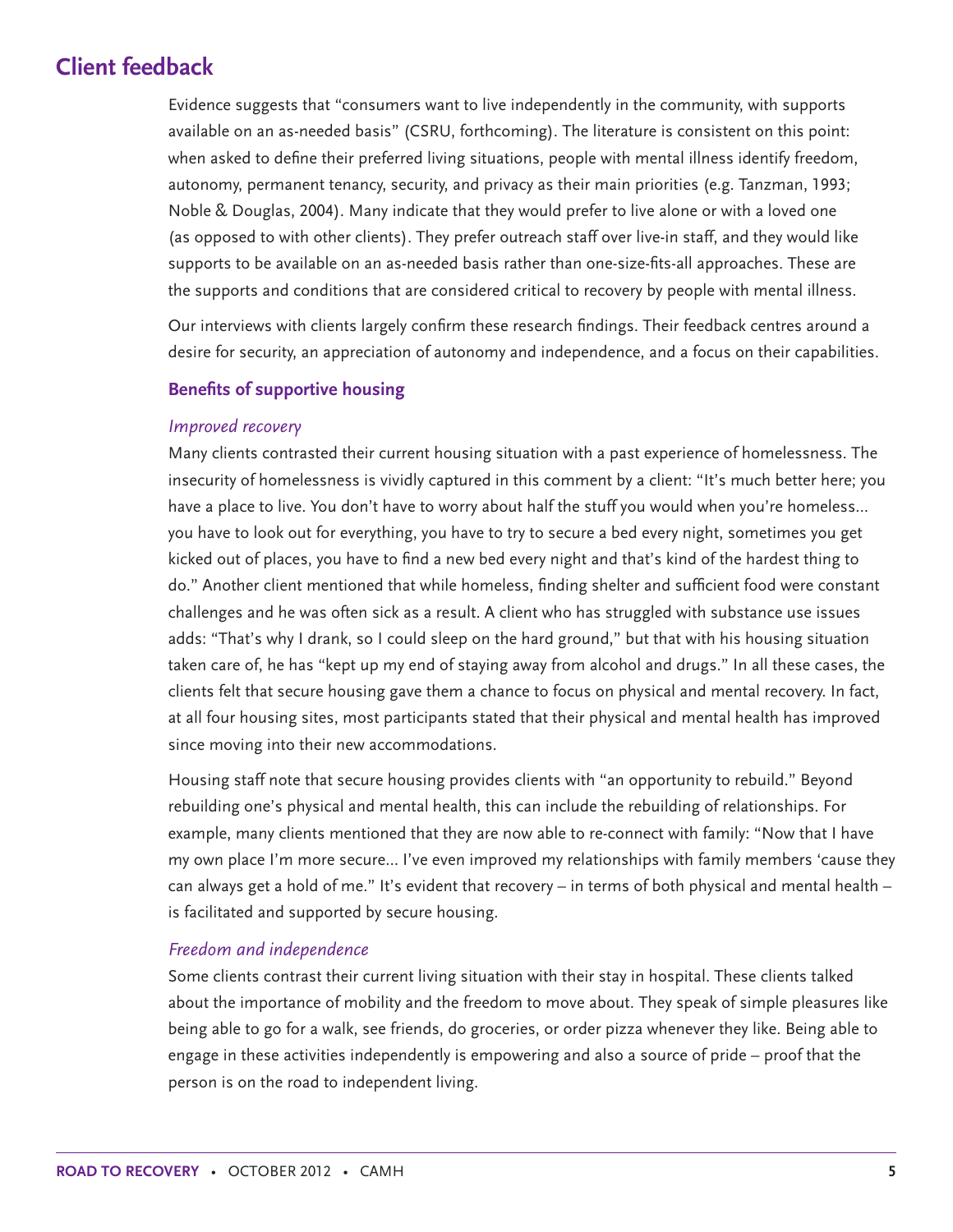## Client feedback

Evidence suggests that "consumers want to live independently in the community, with supports available on an as-needed basis" (CSRU, forthcoming). The literature is consistent on this point: when asked to define their preferred living situations, people with mental illness identify freedom, autonomy, permanent tenancy, security, and privacy as their main priorities (e.g. Tanzman, 1993; Noble & Douglas, 2004). Many indicate that they would prefer to live alone or with a loved one (as opposed to with other clients). They prefer outreach staff over live-in staff, and they would like supports to be available on an as-needed basis rather than one-size-fits-all approaches. These are the supports and conditions that are considered critical to recovery by people with mental illness.

Our interviews with clients largely confirm these research findings. Their feedback centres around a desire for security, an appreciation of autonomy and independence, and a focus on their capabilities.

### Benefits of supportive housing

#### *Improved recovery*

Many clients contrasted their current housing situation with a past experience of homelessness. The insecurity of homelessness is vividly captured in this comment by a client: "It's much better here; you have a place to live. You don't have to worry about half the stuff you would when you're homeless... you have to look out for everything, you have to try to secure a bed every night, sometimes you get kicked out of places, you have to find a new bed every night and that's kind of the hardest thing to do." Another client mentioned that while homeless, finding shelter and sufficient food were constant challenges and he was often sick as a result. A client who has struggled with substance use issues adds: "That's why I drank, so I could sleep on the hard ground," but that with his housing situation taken care of, he has "kept up my end of staying away from alcohol and drugs." In all these cases, the clients felt that secure housing gave them a chance to focus on physical and mental recovery. In fact, at all four housing sites, most participants stated that their physical and mental health has improved since moving into their new accommodations.

Housing staff note that secure housing provides clients with "an opportunity to rebuild." Beyond rebuilding one's physical and mental health, this can include the rebuilding of relationships. For example, many clients mentioned that they are now able to re-connect with family: "Now that I have my own place I'm more secure... I've even improved my relationships with family members 'cause they can always get a hold of me." It's evident that recovery – in terms of both physical and mental health – is facilitated and supported by secure housing.

#### *Freedom and independence*

Some clients contrast their current living situation with their stay in hospital. These clients talked about the importance of mobility and the freedom to move about. They speak of simple pleasures like being able to go for a walk, see friends, do groceries, or order pizza whenever they like. Being able to engage in these activities independently is empowering and also a source of pride – proof that the person is on the road to independent living.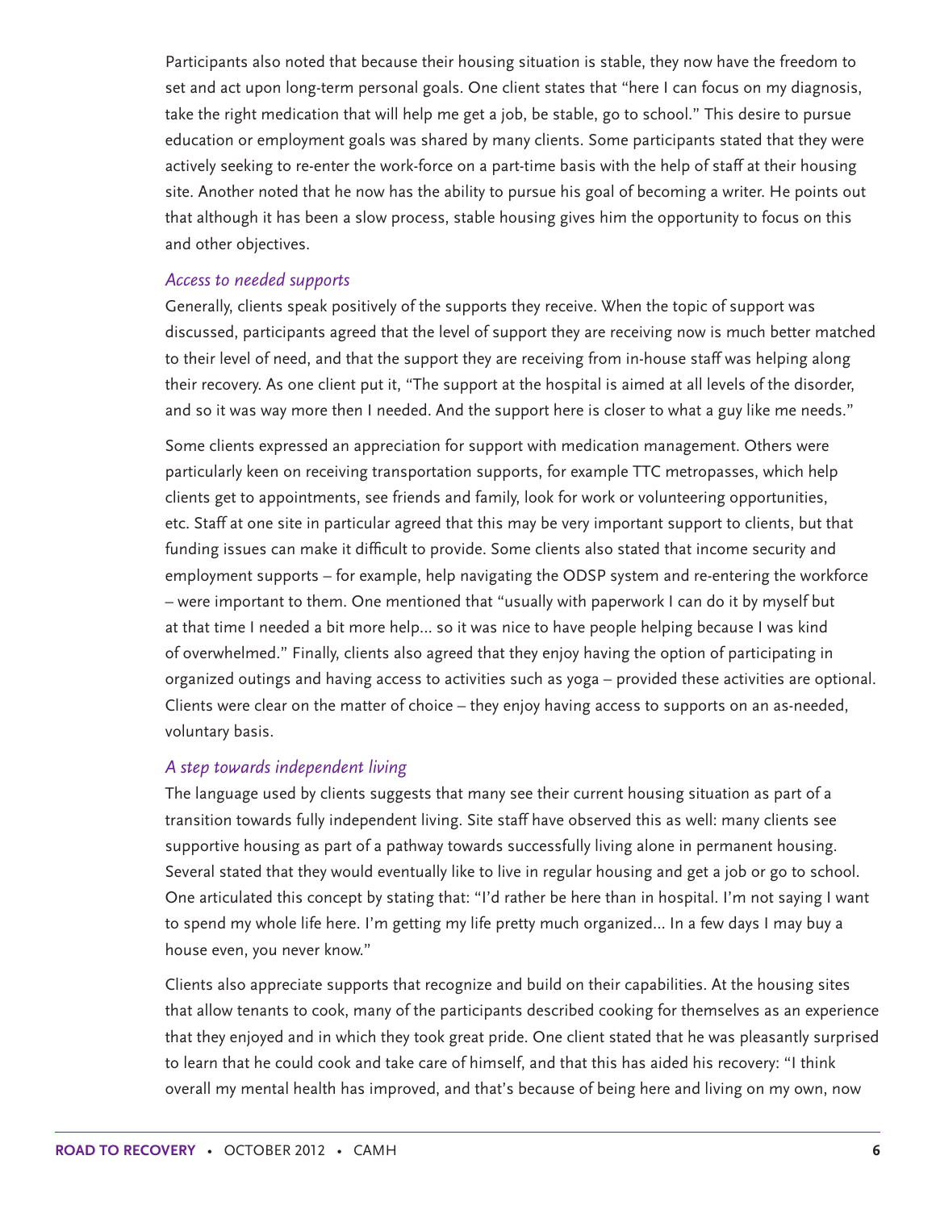Participants also noted that because their housing situation is stable, they now have the freedom to set and act upon long-term personal goals. One client states that "here I can focus on my diagnosis, take the right medication that will help me get a job, be stable, go to school." This desire to pursue education or employment goals was shared by many clients. Some participants stated that they were actively seeking to re-enter the work-force on a part-time basis with the help of staff at their housing site. Another noted that he now has the ability to pursue his goal of becoming a writer. He points out that although it has been a slow process, stable housing gives him the opportunity to focus on this and other objectives.

### *Access to needed supports*

Generally, clients speak positively of the supports they receive. When the topic of support was discussed, participants agreed that the level of support they are receiving now is much better matched to their level of need, and that the support they are receiving from in-house staff was helping along their recovery. As one client put it, "The support at the hospital is aimed at all levels of the disorder, and so it was way more then I needed. And the support here is closer to what a guy like me needs."

Some clients expressed an appreciation for support with medication management. Others were particularly keen on receiving transportation supports, for example TTC metropasses, which help clients get to appointments, see friends and family, look for work or volunteering opportunities, etc. Staff at one site in particular agreed that this may be very important support to clients, but that funding issues can make it difficult to provide. Some clients also stated that income security and employment supports – for example, help navigating the ODSP system and re-entering the workforce – were important to them. One mentioned that "usually with paperwork I can do it by myself but at that time I needed a bit more help... so it was nice to have people helping because I was kind of overwhelmed." Finally, clients also agreed that they enjoy having the option of participating in organized outings and having access to activities such as yoga – provided these activities are optional. Clients were clear on the matter of choice – they enjoy having access to supports on an as-needed, voluntary basis.

### *A step towards independent living*

The language used by clients suggests that many see their current housing situation as part of a transition towards fully independent living. Site staff have observed this as well: many clients see supportive housing as part of a pathway towards successfully living alone in permanent housing. Several stated that they would eventually like to live in regular housing and get a job or go to school. One articulated this concept by stating that: "I'd rather be here than in hospital. I'm not saying I want to spend my whole life here. I'm getting my life pretty much organized... In a few days I may buy a house even, you never know."

Clients also appreciate supports that recognize and build on their capabilities. At the housing sites that allow tenants to cook, many of the participants described cooking for themselves as an experience that they enjoyed and in which they took great pride. One client stated that he was pleasantly surprised to learn that he could cook and take care of himself, and that this has aided his recovery: "I think overall my mental health has improved, and that's because of being here and living on my own, now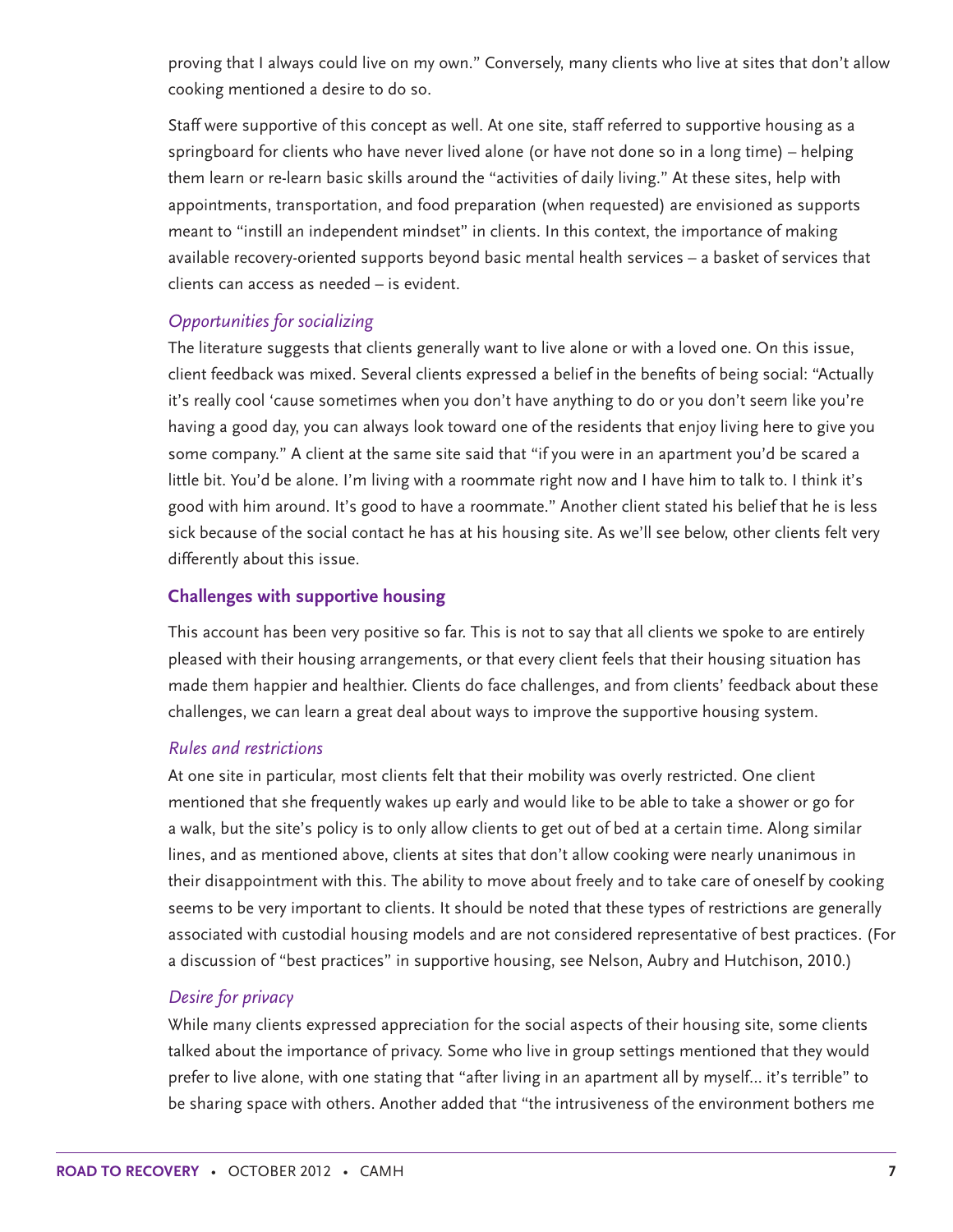proving that I always could live on my own." Conversely, many clients who live at sites that don't allow cooking mentioned a desire to do so.

Staff were supportive of this concept as well. At one site, staff referred to supportive housing as a springboard for clients who have never lived alone (or have not done so in a long time) – helping them learn or re-learn basic skills around the "activities of daily living." At these sites, help with appointments, transportation, and food preparation (when requested) are envisioned as supports meant to "instill an independent mindset" in clients. In this context, the importance of making available recovery-oriented supports beyond basic mental health services – a basket of services that clients can access as needed – is evident.

### *Opportunities for socializing*

The literature suggests that clients generally want to live alone or with a loved one. On this issue, client feedback was mixed. Several clients expressed a belief in the benefits of being social: "Actually it's really cool 'cause sometimes when you don't have anything to do or you don't seem like you're having a good day, you can always look toward one of the residents that enjoy living here to give you some company." A client at the same site said that "if you were in an apartment you'd be scared a little bit. You'd be alone. I'm living with a roommate right now and I have him to talk to. I think it's good with him around. It's good to have a roommate." Another client stated his belief that he is less sick because of the social contact he has at his housing site. As we'll see below, other clients felt very differently about this issue.

## Challenges with supportive housing

This account has been very positive so far. This is not to say that all clients we spoke to are entirely pleased with their housing arrangements, or that every client feels that their housing situation has made them happier and healthier. Clients do face challenges, and from clients' feedback about these challenges, we can learn a great deal about ways to improve the supportive housing system.

### *Rules and restrictions*

At one site in particular, most clients felt that their mobility was overly restricted. One client mentioned that she frequently wakes up early and would like to be able to take a shower or go for a walk, but the site's policy is to only allow clients to get out of bed at a certain time. Along similar lines, and as mentioned above, clients at sites that don't allow cooking were nearly unanimous in their disappointment with this. The ability to move about freely and to take care of oneself by cooking seems to be very important to clients. It should be noted that these types of restrictions are generally associated with custodial housing models and are not considered representative of best practices. (For a discussion of "best practices" in supportive housing, see Nelson, Aubry and Hutchison, 2010.)

### *Desire for privacy*

While many clients expressed appreciation for the social aspects of their housing site, some clients talked about the importance of privacy. Some who live in group settings mentioned that they would prefer to live alone, with one stating that "after living in an apartment all by myself… it's terrible" to be sharing space with others. Another added that "the intrusiveness of the environment bothers me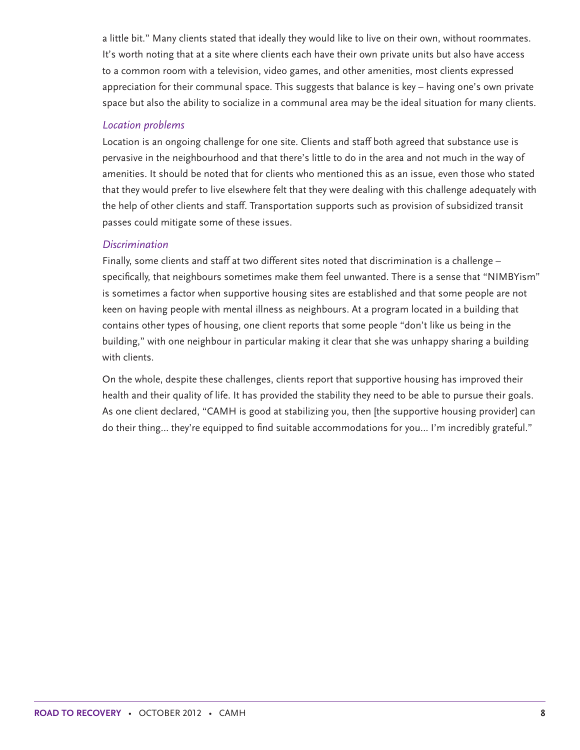a little bit." Many clients stated that ideally they would like to live on their own, without roommates. It's worth noting that at a site where clients each have their own private units but also have access to a common room with a television, video games, and other amenities, most clients expressed appreciation for their communal space. This suggests that balance is key – having one's own private space but also the ability to socialize in a communal area may be the ideal situation for many clients.

### *Location problems*

Location is an ongoing challenge for one site. Clients and staff both agreed that substance use is pervasive in the neighbourhood and that there's little to do in the area and not much in the way of amenities. It should be noted that for clients who mentioned this as an issue, even those who stated that they would prefer to live elsewhere felt that they were dealing with this challenge adequately with the help of other clients and staff. Transportation supports such as provision of subsidized transit passes could mitigate some of these issues.

### *Discrimination*

Finally, some clients and staff at two different sites noted that discrimination is a challenge – specifically, that neighbours sometimes make them feel unwanted. There is a sense that "NIMBYism" is sometimes a factor when supportive housing sites are established and that some people are not keen on having people with mental illness as neighbours. At a program located in a building that contains other types of housing, one client reports that some people "don't like us being in the building," with one neighbour in particular making it clear that she was unhappy sharing a building with clients.

On the whole, despite these challenges, clients report that supportive housing has improved their health and their quality of life. It has provided the stability they need to be able to pursue their goals. As one client declared, "CAMH is good at stabilizing you, then [the supportive housing provider] can do their thing… they're equipped to find suitable accommodations for you… I'm incredibly grateful."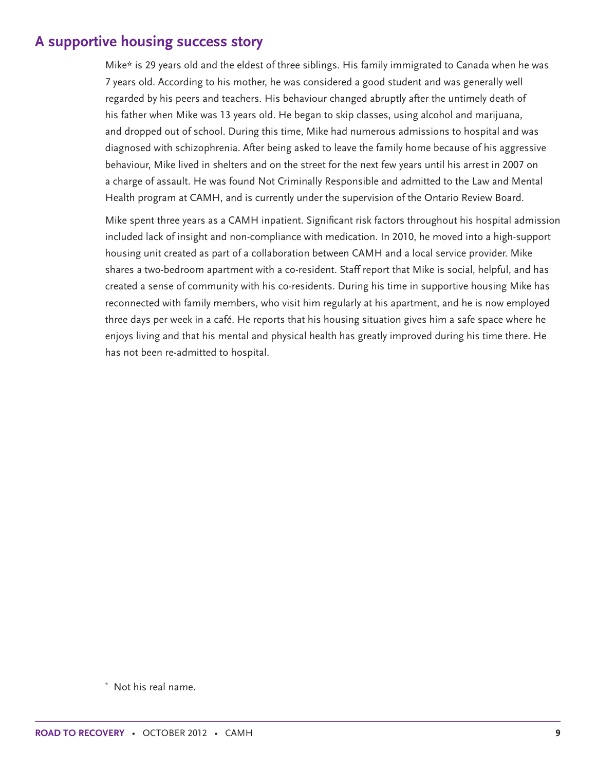## A supportive housing success story

Mike* is 29 years old and the eldest of three siblings. His family immigrated to Canada when he was 7 years old. According to his mother, he was considered a good student and was generally well regarded by his peers and teachers. His behaviour changed abruptly after the untimely death of his father when Mike was 13 years old. He began to skip classes, using alcohol and marijuana, and dropped out of school. During this time, Mike had numerous admissions to hospital and was diagnosed with schizophrenia. After being asked to leave the family home because of his aggressive behaviour, Mike lived in shelters and on the street for the next few years until his arrest in 2007 on a charge of assault. He was found Not Criminally Responsible and admitted to the Law and Mental Health program at CAMH, and is currently under the supervision of the Ontario Review Board.

Mike spent three years as a CAMH inpatient. Significant risk factors throughout his hospital admission included lack of insight and non-compliance with medication. In 2010, he moved into a high-support housing unit created as part of a collaboration between CAMH and a local service provider. Mike shares a two-bedroom apartment with a co-resident. Staff report that Mike is social, helpful, and has created a sense of community with his co-residents. During his time in supportive housing Mike has reconnected with family members, who visit him regularly at his apartment, and he is now employed three days per week in a café. He reports that his housing situation gives him a safe space where he enjoys living and that his mental and physical health has greatly improved during his time there. He has not been re-admitted to hospital.

* Not his real name.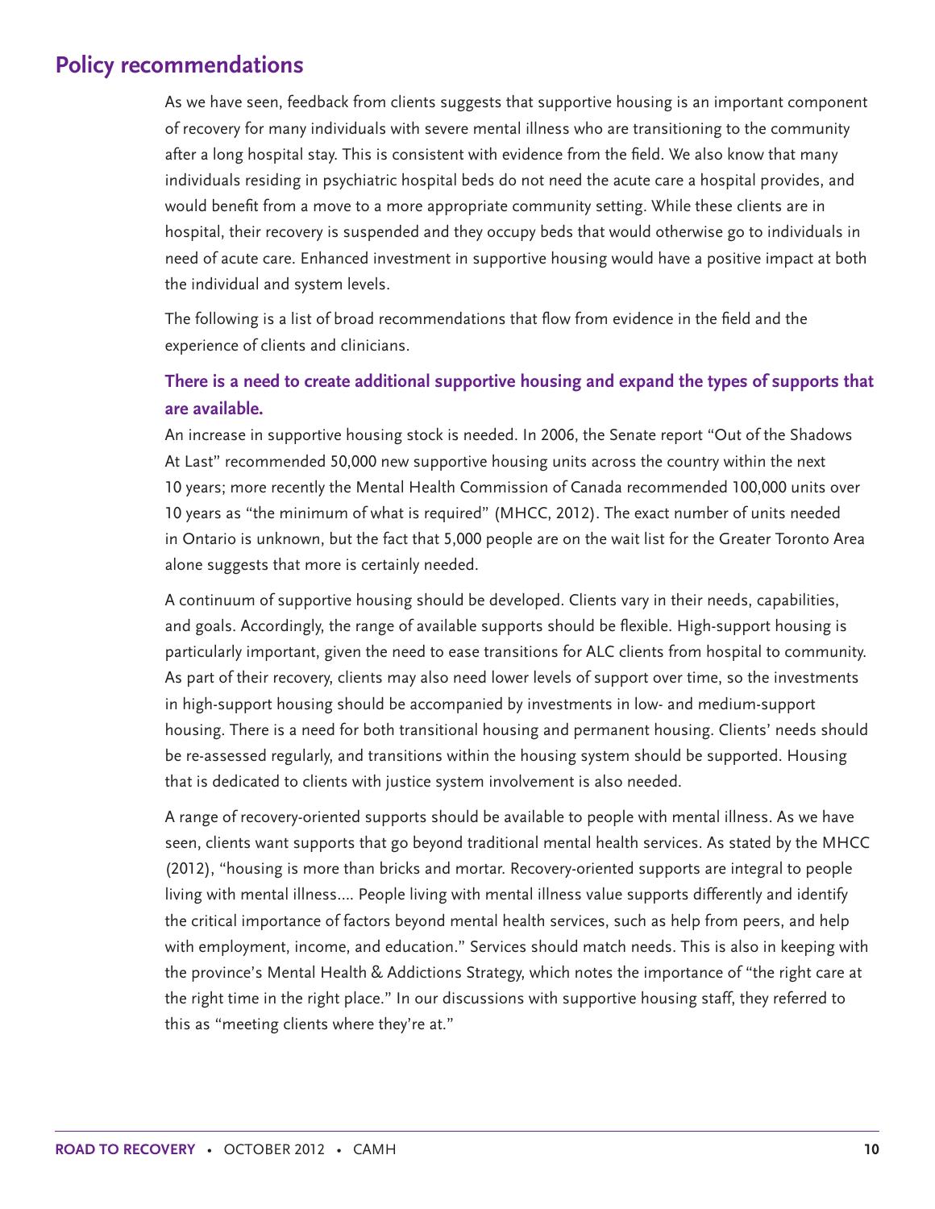## Policy recommendations

As we have seen, feedback from clients suggests that supportive housing is an important component of recovery for many individuals with severe mental illness who are transitioning to the community after a long hospital stay. This is consistent with evidence from the field. We also know that many individuals residing in psychiatric hospital beds do not need the acute care a hospital provides, and would benefit from a move to a more appropriate community setting. While these clients are in hospital, their recovery is suspended and they occupy beds that would otherwise go to individuals in need of acute care. Enhanced investment in supportive housing would have a positive impact at both the individual and system levels.

The following is a list of broad recommendations that flow from evidence in the field and the experience of clients and clinicians.

### There is a need to create additional supportive housing and expand the types of supports that are available.

An increase in supportive housing stock is needed. In 2006, the Senate report "Out of the Shadows At Last" recommended 50,000 new supportive housing units across the country within the next 10 years; more recently the Mental Health Commission of Canada recommended 100,000 units over 10 years as "the minimum of what is required" (MHCC, 2012). The exact number of units needed in Ontario is unknown, but the fact that 5,000 people are on the wait list for the Greater Toronto Area alone suggests that more is certainly needed.

A continuum of supportive housing should be developed. Clients vary in their needs, capabilities, and goals. Accordingly, the range of available supports should be flexible. High-support housing is particularly important, given the need to ease transitions for ALC clients from hospital to community. As part of their recovery, clients may also need lower levels of support over time, so the investments in high-support housing should be accompanied by investments in low- and medium-support housing. There is a need for both transitional housing and permanent housing. Clients' needs should be re-assessed regularly, and transitions within the housing system should be supported. Housing that is dedicated to clients with justice system involvement is also needed.

A range of recovery-oriented supports should be available to people with mental illness. As we have seen, clients want supports that go beyond traditional mental health services. As stated by the MHCC (2012), "housing is more than bricks and mortar. Recovery-oriented supports are integral to people living with mental illness.... People living with mental illness value supports differently and identify the critical importance of factors beyond mental health services, such as help from peers, and help with employment, income, and education." Services should match needs. This is also in keeping with the province's Mental Health & Addictions Strategy, which notes the importance of "the right care at the right time in the right place." In our discussions with supportive housing staff, they referred to this as "meeting clients where they're at."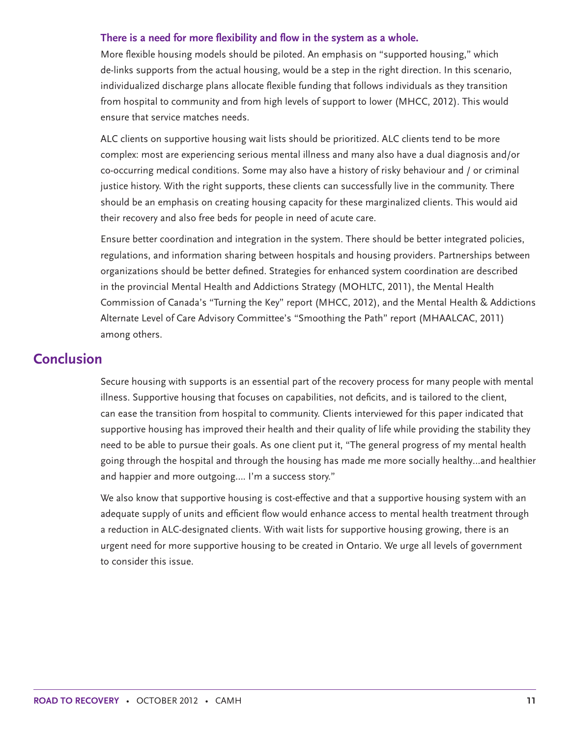### There is a need for more flexibility and flow in the system as a whole.

More flexible housing models should be piloted. An emphasis on "supported housing," which de-links supports from the actual housing, would be a step in the right direction. In this scenario, individualized discharge plans allocate flexible funding that follows individuals as they transition from hospital to community and from high levels of support to lower (MHCC, 2012). This would ensure that service matches needs.

ALC clients on supportive housing wait lists should be prioritized. ALC clients tend to be more complex: most are experiencing serious mental illness and many also have a dual diagnosis and/or co-occurring medical conditions. Some may also have a history of risky behaviour and / or criminal justice history. With the right supports, these clients can successfully live in the community. There should be an emphasis on creating housing capacity for these marginalized clients. This would aid their recovery and also free beds for people in need of acute care.

Ensure better coordination and integration in the system. There should be better integrated policies, regulations, and information sharing between hospitals and housing providers. Partnerships between organizations should be better defined. Strategies for enhanced system coordination are described in the provincial Mental Health and Addictions Strategy (MOHLTC, 2011), the Mental Health Commission of Canada's "Turning the Key" report (MHCC, 2012), and the Mental Health & Addictions Alternate Level of Care Advisory Committee's "Smoothing the Path" report (MHAALCAC, 2011) among others.

## Conclusion

Secure housing with supports is an essential part of the recovery process for many people with mental illness. Supportive housing that focuses on capabilities, not deficits, and is tailored to the client, can ease the transition from hospital to community. Clients interviewed for this paper indicated that supportive housing has improved their health and their quality of life while providing the stability they need to be able to pursue their goals. As one client put it, "The general progress of my mental health going through the hospital and through the housing has made me more socially healthy...and healthier and happier and more outgoing.... I'm a success story."

We also know that supportive housing is cost-effective and that a supportive housing system with an adequate supply of units and efficient flow would enhance access to mental health treatment through a reduction in ALC-designated clients. With wait lists for supportive housing growing, there is an urgent need for more supportive housing to be created in Ontario. We urge all levels of government to consider this issue.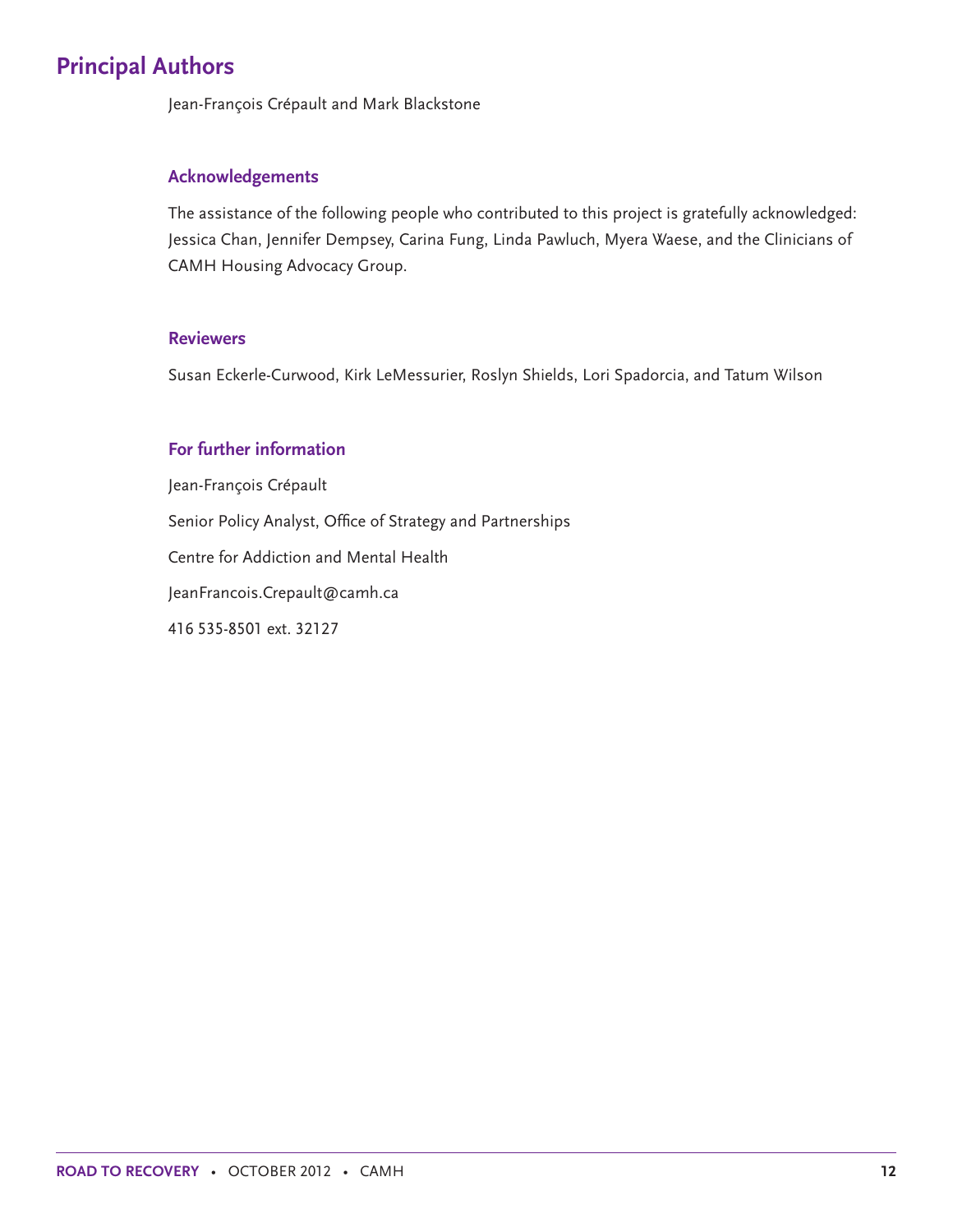# Principal Authors

Jean-François Crépault and Mark Blackstone

## Acknowledgements

The assistance of the following people who contributed to this project is gratefully acknowledged: Jessica Chan, Jennifer Dempsey, Carina Fung, Linda Pawluch, Myera Waese, and the Clinicians of CAMH Housing Advocacy Group.

## Reviewers

Susan Eckerle-Curwood, Kirk LeMessurier, Roslyn Shields, Lori Spadorcia, and Tatum Wilson

## For further information

Jean-François Crépault

Senior Policy Analyst, Office of Strategy and Partnerships

Centre for Addiction and Mental Health

JeanFrancois.Crepault@camh.ca

416 535-8501 ext. 32127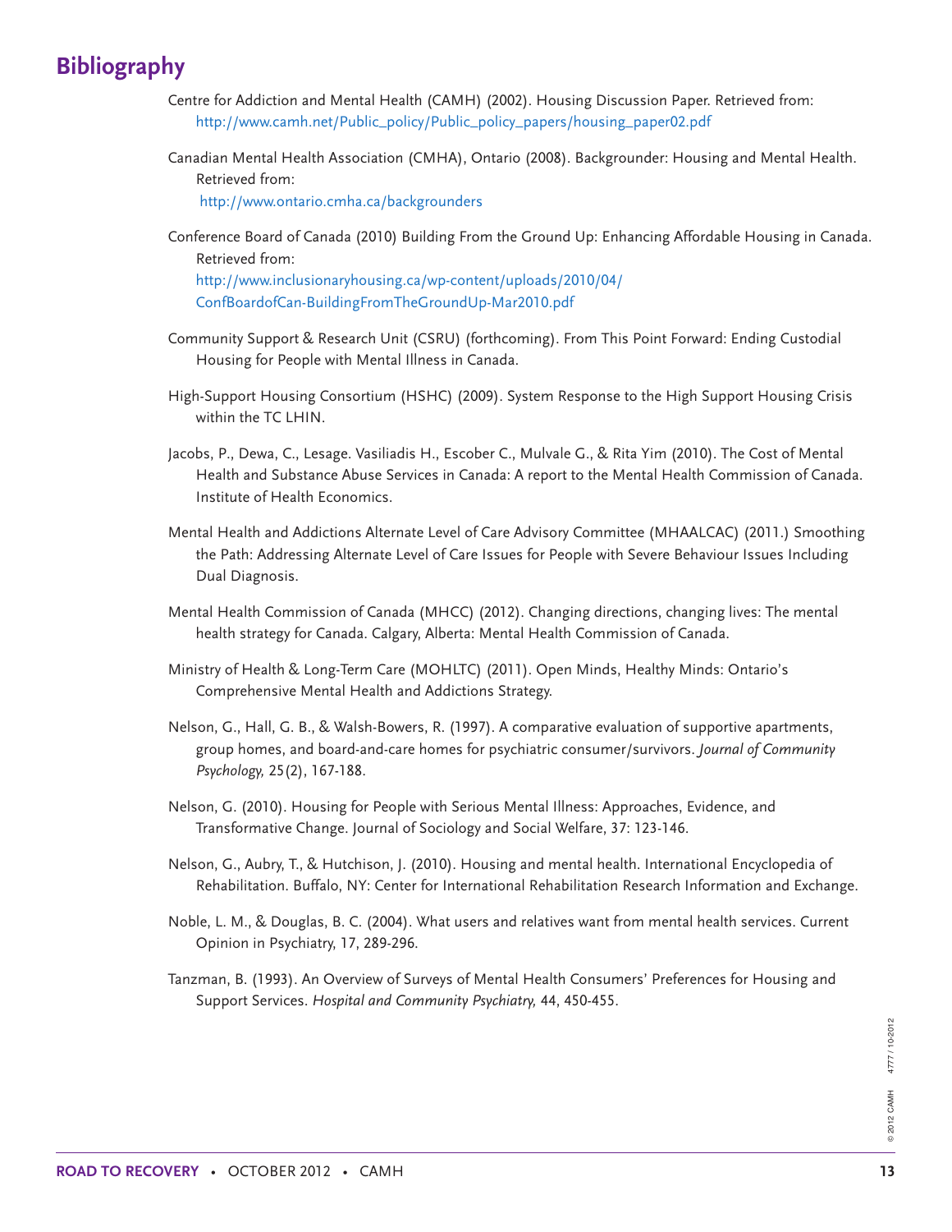## Bibliography

Centre for Addiction and Mental Health (CAMH) (2002). Housing Discussion Paper. Retrieved from: http://www.camh.net/Public_policy/Public_policy_papers/housing_paper02.pdf

Canadian Mental Health Association (CMHA), Ontario (2008). Backgrounder: Housing and Mental Health. Retrieved from: http://www.ontario.cmha.ca/backgrounders

Conference Board of Canada (2010) Building From the Ground Up: Enhancing Affordable Housing in Canada. Retrieved from: http://www.inclusionaryhousing.ca/wp-content/uploads/2010/04/ConfBoardofCan-BuildingFromTheGroundUp-Mar2010.pdf

Community Support & Research Unit (CSRU) (forthcoming). From This Point Forward: Ending Custodial Housing for People with Mental Illness in Canada.

High-Support Housing Consortium (HSHC) (2009). System Response to the High Support Housing Crisis within the TC LHIN.

Jacobs, P., Dewa, C., Lesage. Vasiliadis H., Escober C., Mulvale G., & Rita Yim (2010). The Cost of Mental Health and Substance Abuse Services in Canada: A report to the Mental Health Commission of Canada. Institute of Health Economics.

Mental Health and Addictions Alternate Level of Care Advisory Committee (MHAALCAC) (2011.) Smoothing the Path: Addressing Alternate Level of Care Issues for People with Severe Behaviour Issues Including Dual Diagnosis.

Mental Health Commission of Canada (MHCC) (2012). Changing directions, changing lives: The mental health strategy for Canada. Calgary, Alberta: Mental Health Commission of Canada.

Ministry of Health & Long-Term Care (MOHLTC) (2011). Open Minds, Healthy Minds: Ontario's Comprehensive Mental Health and Addictions Strategy.

Nelson, G., Hall, G. B., & Walsh-Bowers, R. (1997). A comparative evaluation of supportive apartments, group homes, and board-and-care homes for psychiatric consumer/survivors. *Journal of Community Psychology,* 25(2), 167-188.

Nelson, G. (2010). Housing for People with Serious Mental Illness: Approaches, Evidence, and Transformative Change. Journal of Sociology and Social Welfare, 37: 123-146.

Nelson, G., Aubry, T., & Hutchison, J. (2010). Housing and mental health. International Encyclopedia of Rehabilitation. Buffalo, NY: Center for International Rehabilitation Research Information and Exchange.

Noble, L. M., & Douglas, B. C. (2004). What users and relatives want from mental health services. Current Opinion in Psychiatry, 17, 289-296.

Tanzman, B. (1993). An Overview of Surveys of Mental Health Consumers' Preferences for Housing and Support Services. *Hospital and Community Psychiatry,* 44, 450-455.

© 2012 CAMH 4777 / 10-2012